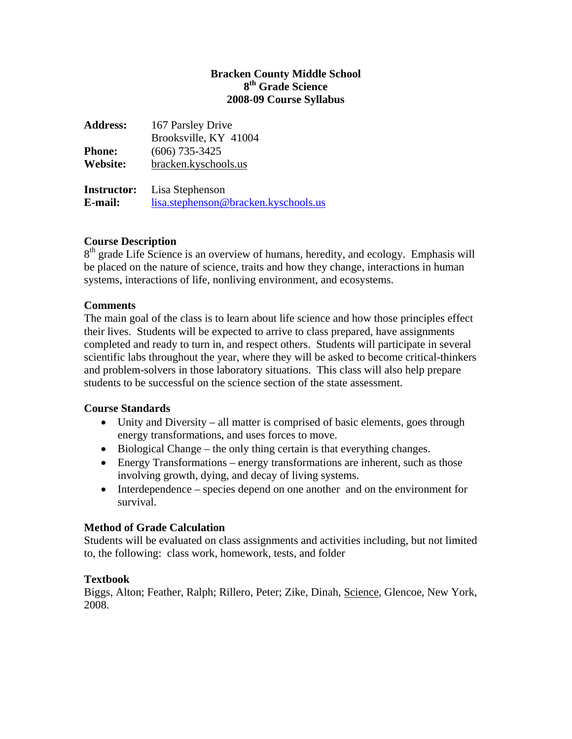**Bracken County Middle School**
**8th Grade Science**
**2008-09 Course Syllabus**

**Address:** 167 Parsley Drive
Brooksville, KY 41004
**Phone:** (606) 735-3425
**Website:** bracken.kyschools.us

**Instructor:** Lisa Stephenson
**E-mail:** lisa.stephenson@bracken.kyschools.us

### Course Description

8th grade Life Science is an overview of humans, heredity, and ecology. Emphasis will be placed on the nature of science, traits and how they change, interactions in human systems, interactions of life, nonliving environment, and ecosystems.

### Comments

The main goal of the class is to learn about life science and how those principles effect their lives. Students will be expected to arrive to class prepared, have assignments completed and ready to turn in, and respect others. Students will participate in several scientific labs throughout the year, where they will be asked to become critical-thinkers and problem-solvers in those laboratory situations. This class will also help prepare students to be successful on the science section of the state assessment.

### Course Standards

- Unity and Diversity – all matter is comprised of basic elements, goes through energy transformations, and uses forces to move.
- Biological Change – the only thing certain is that everything changes.
- Energy Transformations – energy transformations are inherent, such as those involving growth, dying, and decay of living systems.
- Interdependence – species depend on one another and on the environment for survival.

### Method of Grade Calculation

Students will be evaluated on class assignments and activities including, but not limited to, the following: class work, homework, tests, and folder

### Textbook

Biggs, Alton; Feather, Ralph; Rillero, Peter; Zike, Dinah, Science, Glencoe, New York, 2008.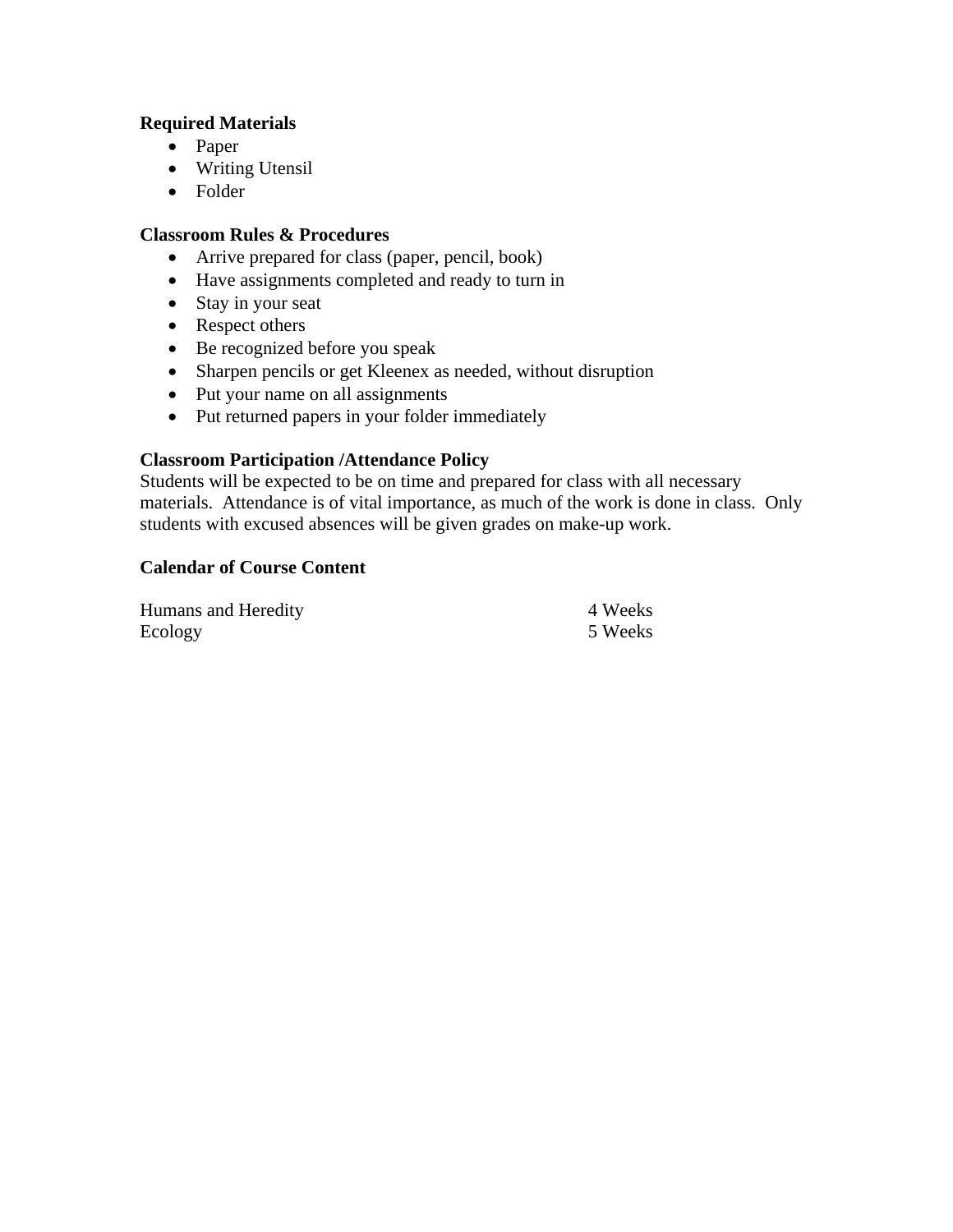**Required Materials**

- Paper
- Writing Utensil
- Folder

**Classroom Rules & Procedures**

- Arrive prepared for class (paper, pencil, book)
- Have assignments completed and ready to turn in
- Stay in your seat
- Respect others
- Be recognized before you speak
- Sharpen pencils or get Kleenex as needed, without disruption
- Put your name on all assignments
- Put returned papers in your folder immediately

**Classroom Participation /Attendance Policy**

Students will be expected to be on time and prepared for class with all necessary materials. Attendance is of vital importance, as much of the work is done in class. Only students with excused absences will be given grades on make-up work.

**Calendar of Course Content**

| | |
|---|---|
| Humans and Heredity | 4 Weeks |
| Ecology | 5 Weeks |